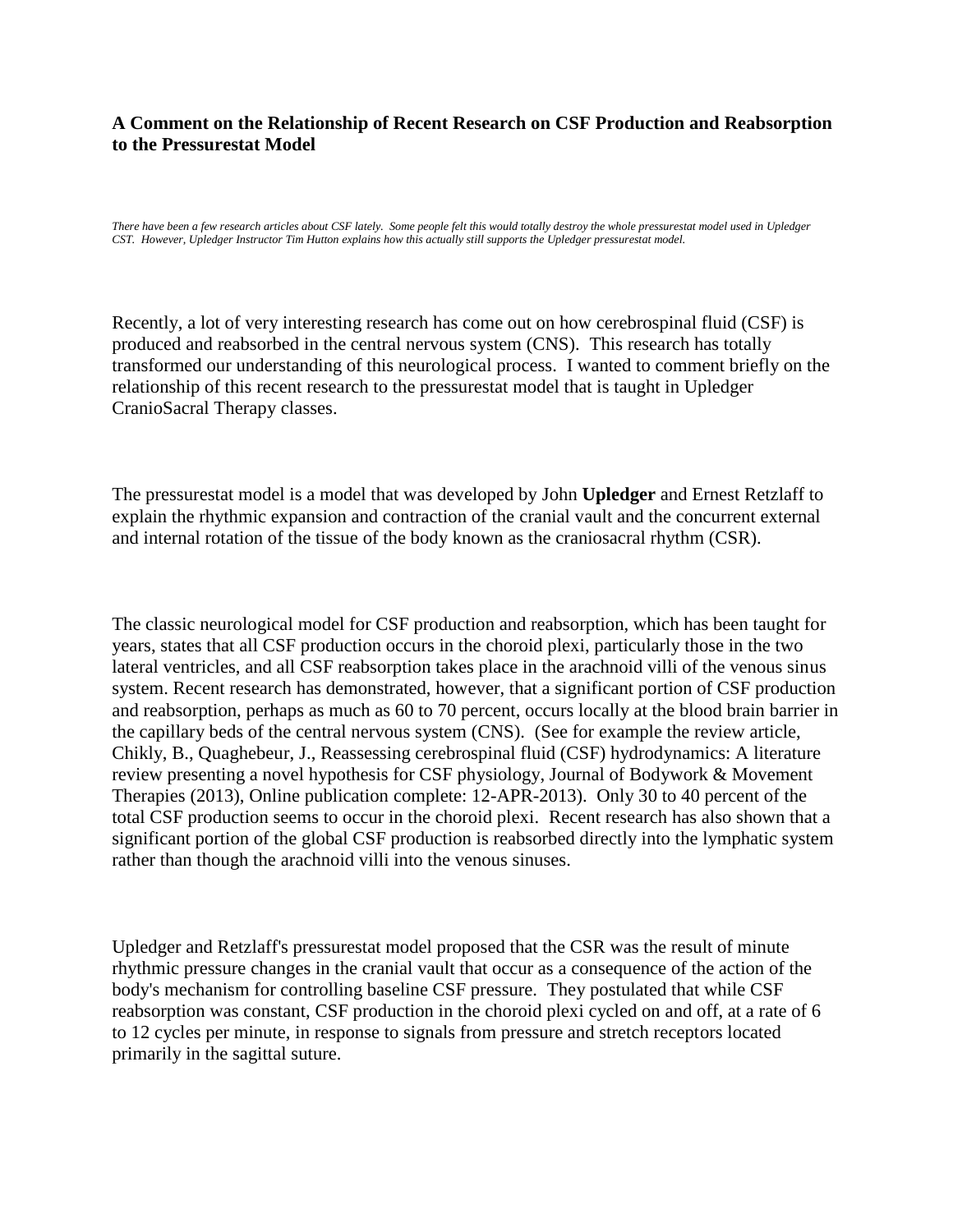**A Comment on the Relationship of Recent Research on CSF Production and Reabsorption to the Pressurestat Model**

*There have been a few research articles about CSF lately. Some people felt this would totally destroy the whole pressurestat model used in Upledger CST. However, Upledger Instructor Tim Hutton explains how this actually still supports the Upledger pressurestat model.*

Recently, a lot of very interesting research has come out on how cerebrospinal fluid (CSF) is produced and reabsorbed in the central nervous system (CNS). This research has totally transformed our understanding of this neurological process. I wanted to comment briefly on the relationship of this recent research to the pressurestat model that is taught in Upledger CranioSacral Therapy classes.

The pressurestat model is a model that was developed by John **Upledger** and Ernest Retzlaff to explain the rhythmic expansion and contraction of the cranial vault and the concurrent external and internal rotation of the tissue of the body known as the craniosacral rhythm (CSR).

The classic neurological model for CSF production and reabsorption, which has been taught for years, states that all CSF production occurs in the choroid plexi, particularly those in the two lateral ventricles, and all CSF reabsorption takes place in the arachnoid villi of the venous sinus system. Recent research has demonstrated, however, that a significant portion of CSF production and reabsorption, perhaps as much as 60 to 70 percent, occurs locally at the blood brain barrier in the capillary beds of the central nervous system (CNS). (See for example the review article, Chikly, B., Quaghebeur, J., Reassessing cerebrospinal fluid (CSF) hydrodynamics: A literature review presenting a novel hypothesis for CSF physiology, Journal of Bodywork & Movement Therapies (2013), Online publication complete: 12-APR-2013). Only 30 to 40 percent of the total CSF production seems to occur in the choroid plexi. Recent research has also shown that a significant portion of the global CSF production is reabsorbed directly into the lymphatic system rather than though the arachnoid villi into the venous sinuses.

Upledger and Retzlaff's pressurestat model proposed that the CSR was the result of minute rhythmic pressure changes in the cranial vault that occur as a consequence of the action of the body's mechanism for controlling baseline CSF pressure. They postulated that while CSF reabsorption was constant, CSF production in the choroid plexi cycled on and off, at a rate of 6 to 12 cycles per minute, in response to signals from pressure and stretch receptors located primarily in the sagittal suture.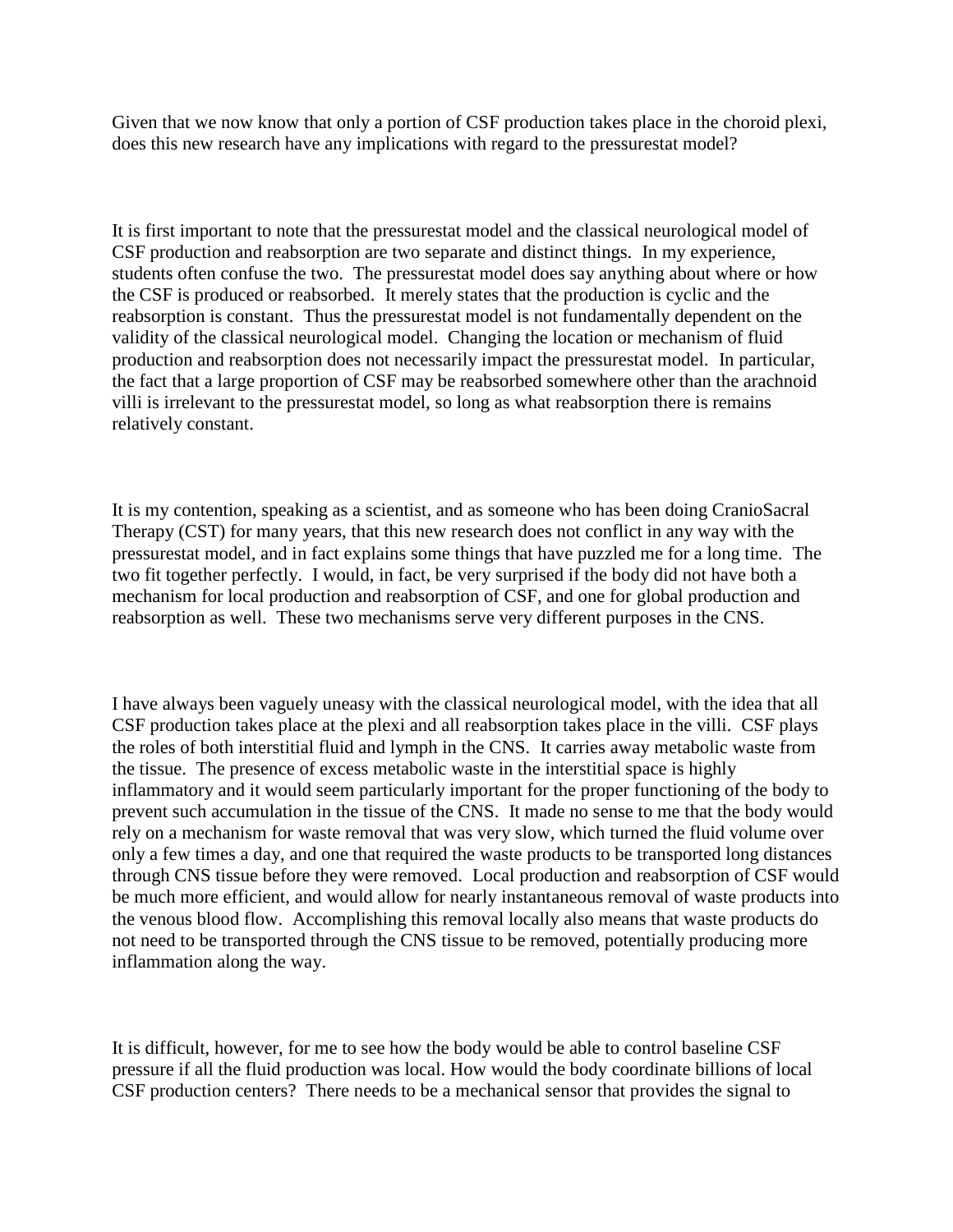Given that we now know that only a portion of CSF production takes place in the choroid plexi, does this new research have any implications with regard to the pressurestat model?

It is first important to note that the pressurestat model and the classical neurological model of CSF production and reabsorption are two separate and distinct things. In my experience, students often confuse the two. The pressurestat model does say anything about where or how the CSF is produced or reabsorbed. It merely states that the production is cyclic and the reabsorption is constant. Thus the pressurestat model is not fundamentally dependent on the validity of the classical neurological model. Changing the location or mechanism of fluid production and reabsorption does not necessarily impact the pressurestat model. In particular, the fact that a large proportion of CSF may be reabsorbed somewhere other than the arachnoid villi is irrelevant to the pressurestat model, so long as what reabsorption there is remains relatively constant.

It is my contention, speaking as a scientist, and as someone who has been doing CranioSacral Therapy (CST) for many years, that this new research does not conflict in any way with the pressurestat model, and in fact explains some things that have puzzled me for a long time. The two fit together perfectly. I would, in fact, be very surprised if the body did not have both a mechanism for local production and reabsorption of CSF, and one for global production and reabsorption as well. These two mechanisms serve very different purposes in the CNS.

I have always been vaguely uneasy with the classical neurological model, with the idea that all CSF production takes place at the plexi and all reabsorption takes place in the villi. CSF plays the roles of both interstitial fluid and lymph in the CNS. It carries away metabolic waste from the tissue. The presence of excess metabolic waste in the interstitial space is highly inflammatory and it would seem particularly important for the proper functioning of the body to prevent such accumulation in the tissue of the CNS. It made no sense to me that the body would rely on a mechanism for waste removal that was very slow, which turned the fluid volume over only a few times a day, and one that required the waste products to be transported long distances through CNS tissue before they were removed. Local production and reabsorption of CSF would be much more efficient, and would allow for nearly instantaneous removal of waste products into the venous blood flow. Accomplishing this removal locally also means that waste products do not need to be transported through the CNS tissue to be removed, potentially producing more inflammation along the way.

It is difficult, however, for me to see how the body would be able to control baseline CSF pressure if all the fluid production was local. How would the body coordinate billions of local CSF production centers? There needs to be a mechanical sensor that provides the signal to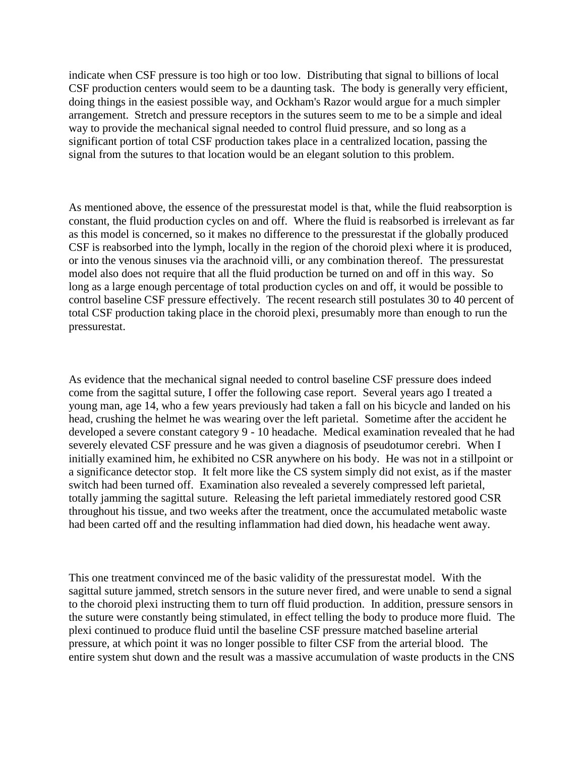indicate when CSF pressure is too high or too low. Distributing that signal to billions of local CSF production centers would seem to be a daunting task. The body is generally very efficient, doing things in the easiest possible way, and Ockham's Razor would argue for a much simpler arrangement. Stretch and pressure receptors in the sutures seem to me to be a simple and ideal way to provide the mechanical signal needed to control fluid pressure, and so long as a significant portion of total CSF production takes place in a centralized location, passing the signal from the sutures to that location would be an elegant solution to this problem.

As mentioned above, the essence of the pressurestat model is that, while the fluid reabsorption is constant, the fluid production cycles on and off. Where the fluid is reabsorbed is irrelevant as far as this model is concerned, so it makes no difference to the pressurestat if the globally produced CSF is reabsorbed into the lymph, locally in the region of the choroid plexi where it is produced, or into the venous sinuses via the arachnoid villi, or any combination thereof. The pressurestat model also does not require that all the fluid production be turned on and off in this way. So long as a large enough percentage of total production cycles on and off, it would be possible to control baseline CSF pressure effectively. The recent research still postulates 30 to 40 percent of total CSF production taking place in the choroid plexi, presumably more than enough to run the pressurestat.

As evidence that the mechanical signal needed to control baseline CSF pressure does indeed come from the sagittal suture, I offer the following case report. Several years ago I treated a young man, age 14, who a few years previously had taken a fall on his bicycle and landed on his head, crushing the helmet he was wearing over the left parietal. Sometime after the accident he developed a severe constant category 9 - 10 headache. Medical examination revealed that he had severely elevated CSF pressure and he was given a diagnosis of pseudotumor cerebri. When I initially examined him, he exhibited no CSR anywhere on his body. He was not in a stillpoint or a significance detector stop. It felt more like the CS system simply did not exist, as if the master switch had been turned off. Examination also revealed a severely compressed left parietal, totally jamming the sagittal suture. Releasing the left parietal immediately restored good CSR throughout his tissue, and two weeks after the treatment, once the accumulated metabolic waste had been carted off and the resulting inflammation had died down, his headache went away.

This one treatment convinced me of the basic validity of the pressurestat model. With the sagittal suture jammed, stretch sensors in the suture never fired, and were unable to send a signal to the choroid plexi instructing them to turn off fluid production. In addition, pressure sensors in the suture were constantly being stimulated, in effect telling the body to produce more fluid. The plexi continued to produce fluid until the baseline CSF pressure matched baseline arterial pressure, at which point it was no longer possible to filter CSF from the arterial blood. The entire system shut down and the result was a massive accumulation of waste products in the CNS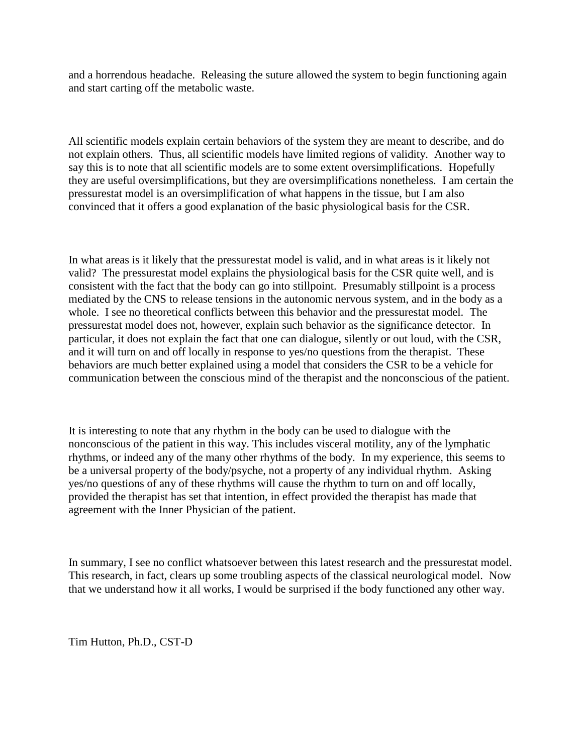and a horrendous headache. Releasing the suture allowed the system to begin functioning again and start carting off the metabolic waste.

All scientific models explain certain behaviors of the system they are meant to describe, and do not explain others. Thus, all scientific models have limited regions of validity. Another way to say this is to note that all scientific models are to some extent oversimplifications. Hopefully they are useful oversimplifications, but they are oversimplifications nonetheless. I am certain the pressurestat model is an oversimplification of what happens in the tissue, but I am also convinced that it offers a good explanation of the basic physiological basis for the CSR.

In what areas is it likely that the pressurestat model is valid, and in what areas is it likely not valid? The pressurestat model explains the physiological basis for the CSR quite well, and is consistent with the fact that the body can go into stillpoint. Presumably stillpoint is a process mediated by the CNS to release tensions in the autonomic nervous system, and in the body as a whole. I see no theoretical conflicts between this behavior and the pressurestat model. The pressurestat model does not, however, explain such behavior as the significance detector. In particular, it does not explain the fact that one can dialogue, silently or out loud, with the CSR, and it will turn on and off locally in response to yes/no questions from the therapist. These behaviors are much better explained using a model that considers the CSR to be a vehicle for communication between the conscious mind of the therapist and the nonconscious of the patient.

It is interesting to note that any rhythm in the body can be used to dialogue with the nonconscious of the patient in this way. This includes visceral motility, any of the lymphatic rhythms, or indeed any of the many other rhythms of the body. In my experience, this seems to be a universal property of the body/psyche, not a property of any individual rhythm. Asking yes/no questions of any of these rhythms will cause the rhythm to turn on and off locally, provided the therapist has set that intention, in effect provided the therapist has made that agreement with the Inner Physician of the patient.

In summary, I see no conflict whatsoever between this latest research and the pressurestat model. This research, in fact, clears up some troubling aspects of the classical neurological model. Now that we understand how it all works, I would be surprised if the body functioned any other way.

Tim Hutton, Ph.D., CST-D